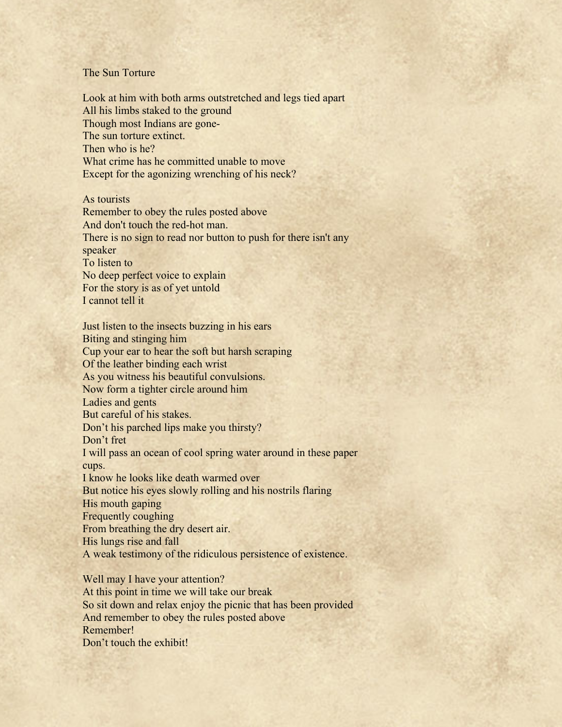# The Sun Torture

Look at him with both arms outstretched and legs tied apart
All his limbs staked to the ground
Though most Indians are gone-
The sun torture extinct.
Then who is he?
What crime has he committed unable to move
Except for the agonizing wrenching of his neck?

As tourists
Remember to obey the rules posted above
And don't touch the red-hot man.
There is no sign to read nor button to push for there isn't any speaker
To listen to
No deep perfect voice to explain
For the story is as of yet untold
I cannot tell it

Just listen to the insects buzzing in his ears
Biting and stinging him
Cup your ear to hear the soft but harsh scraping
Of the leather binding each wrist
As you witness his beautiful convulsions.
Now form a tighter circle around him
Ladies and gents
But careful of his stakes.
Don't his parched lips make you thirsty?
Don't fret
I will pass an ocean of cool spring water around in these paper cups.
I know he looks like death warmed over
But notice his eyes slowly rolling and his nostrils flaring
His mouth gaping
Frequently coughing
From breathing the dry desert air.
His lungs rise and fall
A weak testimony of the ridiculous persistence of existence.

Well may I have your attention?
At this point in time we will take our break
So sit down and relax enjoy the picnic that has been provided
And remember to obey the rules posted above
Remember!
Don't touch the exhibit!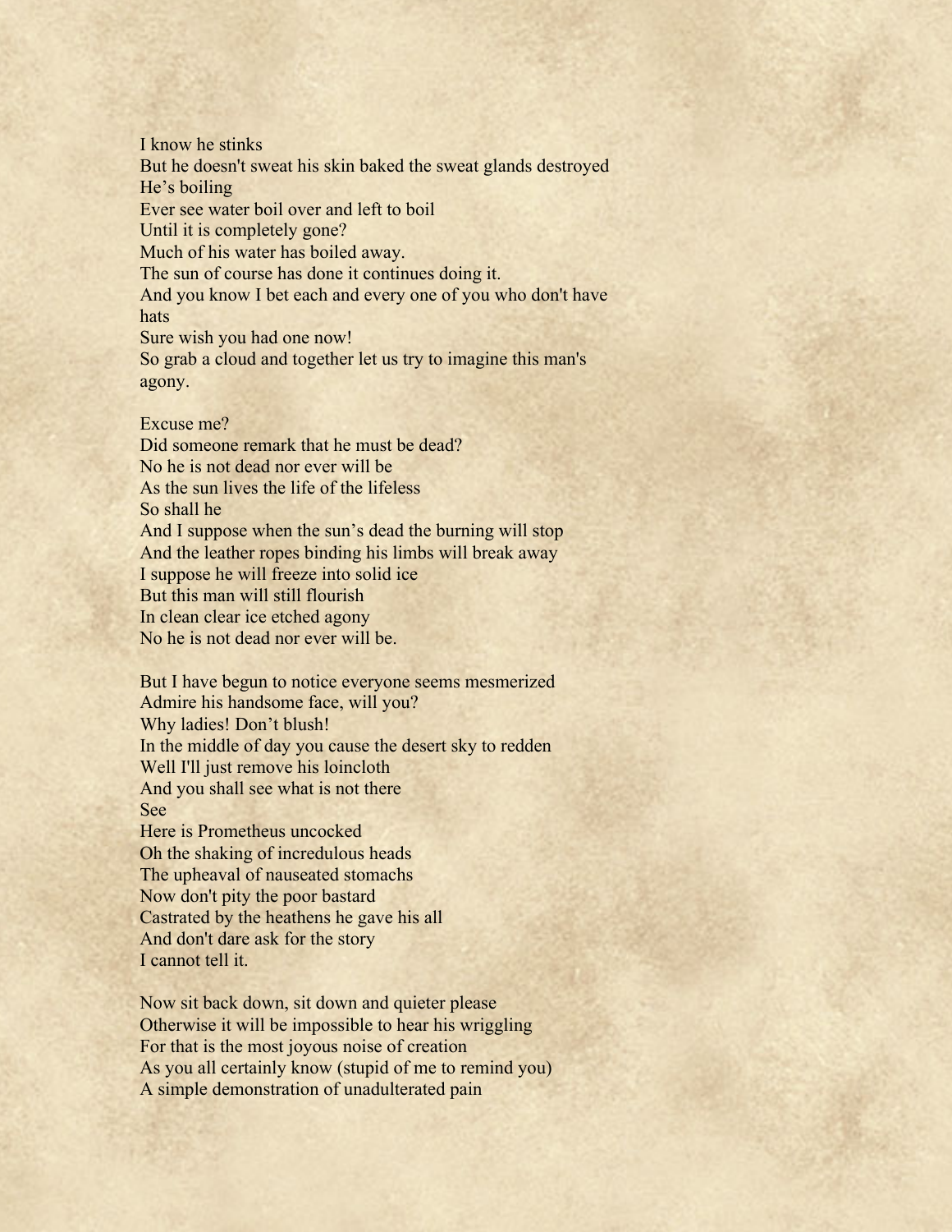I know he stinks  
But he doesn't sweat his skin baked the sweat glands destroyed  
He's boiling  
Ever see water boil over and left to boil  
Until it is completely gone?  
Much of his water has boiled away.  
The sun of course has done it continues doing it.  
And you know I bet each and every one of you who don't have hats  
Sure wish you had one now!  
So grab a cloud and together let us try to imagine this man's agony.

Excuse me?  
Did someone remark that he must be dead?  
No he is not dead nor ever will be  
As the sun lives the life of the lifeless  
So shall he  
And I suppose when the sun's dead the burning will stop  
And the leather ropes binding his limbs will break away  
I suppose he will freeze into solid ice  
But this man will still flourish  
In clean clear ice etched agony  
No he is not dead nor ever will be.

But I have begun to notice everyone seems mesmerized  
Admire his handsome face, will you?  
Why ladies! Don't blush!  
In the middle of day you cause the desert sky to redden  
Well I'll just remove his loincloth  
And you shall see what is not there  
See  
Here is Prometheus uncocked  
Oh the shaking of incredulous heads  
The upheaval of nauseated stomachs  
Now don't pity the poor bastard  
Castrated by the heathens he gave his all  
And don't dare ask for the story  
I cannot tell it.

Now sit back down, sit down and quieter please  
Otherwise it will be impossible to hear his wriggling  
For that is the most joyous noise of creation  
As you all certainly know (stupid of me to remind you)  
A simple demonstration of unadulterated pain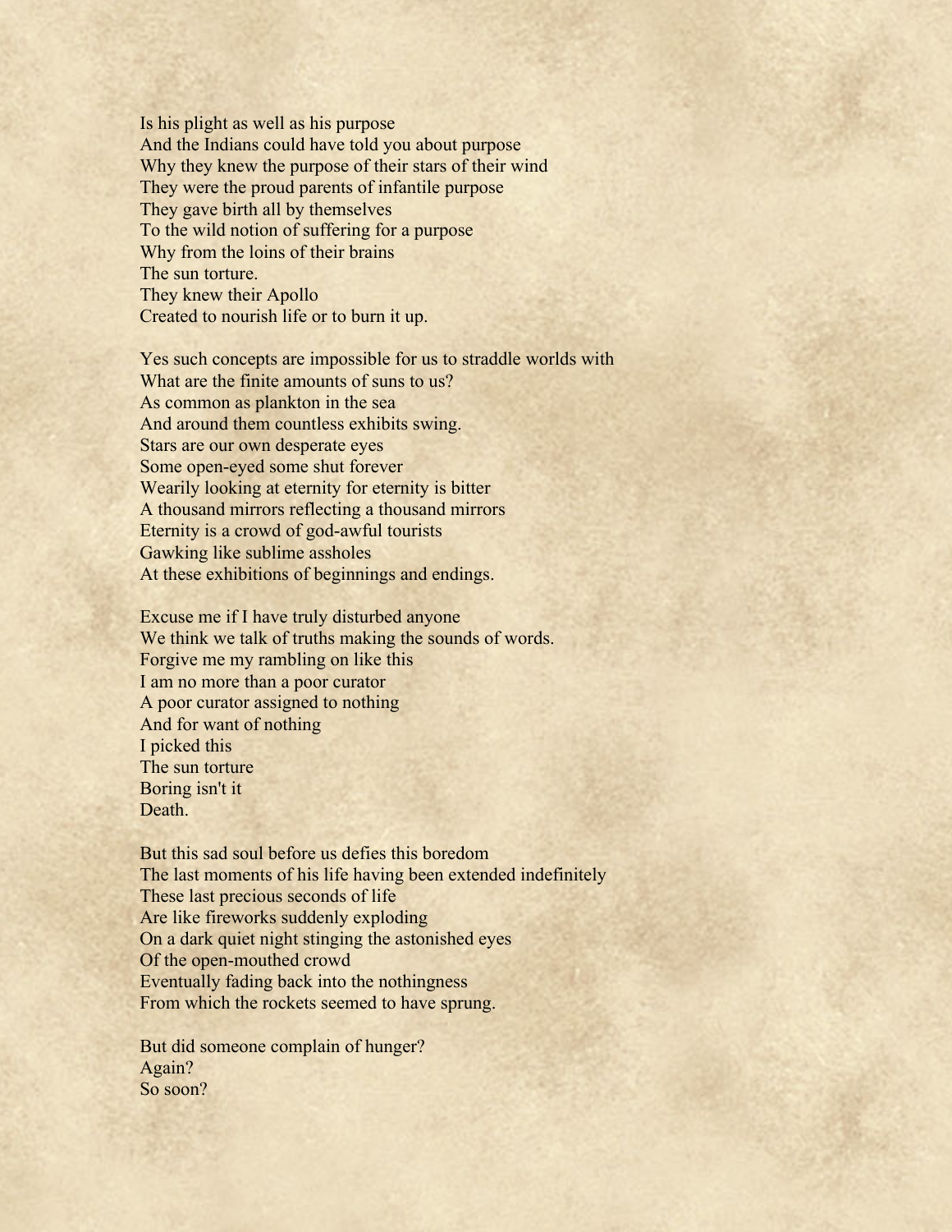Is his plight as well as his purpose
And the Indians could have told you about purpose
Why they knew the purpose of their stars of their wind
They were the proud parents of infantile purpose
They gave birth all by themselves
To the wild notion of suffering for a purpose
Why from the loins of their brains
The sun torture.
They knew their Apollo
Created to nourish life or to burn it up.

Yes such concepts are impossible for us to straddle worlds with
What are the finite amounts of suns to us?
As common as plankton in the sea
And around them countless exhibits swing.
Stars are our own desperate eyes
Some open-eyed some shut forever
Wearily looking at eternity for eternity is bitter
A thousand mirrors reflecting a thousand mirrors
Eternity is a crowd of god-awful tourists
Gawking like sublime assholes
At these exhibitions of beginnings and endings.

Excuse me if I have truly disturbed anyone
We think we talk of truths making the sounds of words.
Forgive me my rambling on like this
I am no more than a poor curator
A poor curator assigned to nothing
And for want of nothing
I picked this
The sun torture
Boring isn't it
Death.

But this sad soul before us defies this boredom
The last moments of his life having been extended indefinitely
These last precious seconds of life
Are like fireworks suddenly exploding
On a dark quiet night stinging the astonished eyes
Of the open-mouthed crowd
Eventually fading back into the nothingness
From which the rockets seemed to have sprung.

But did someone complain of hunger?
Again?
So soon?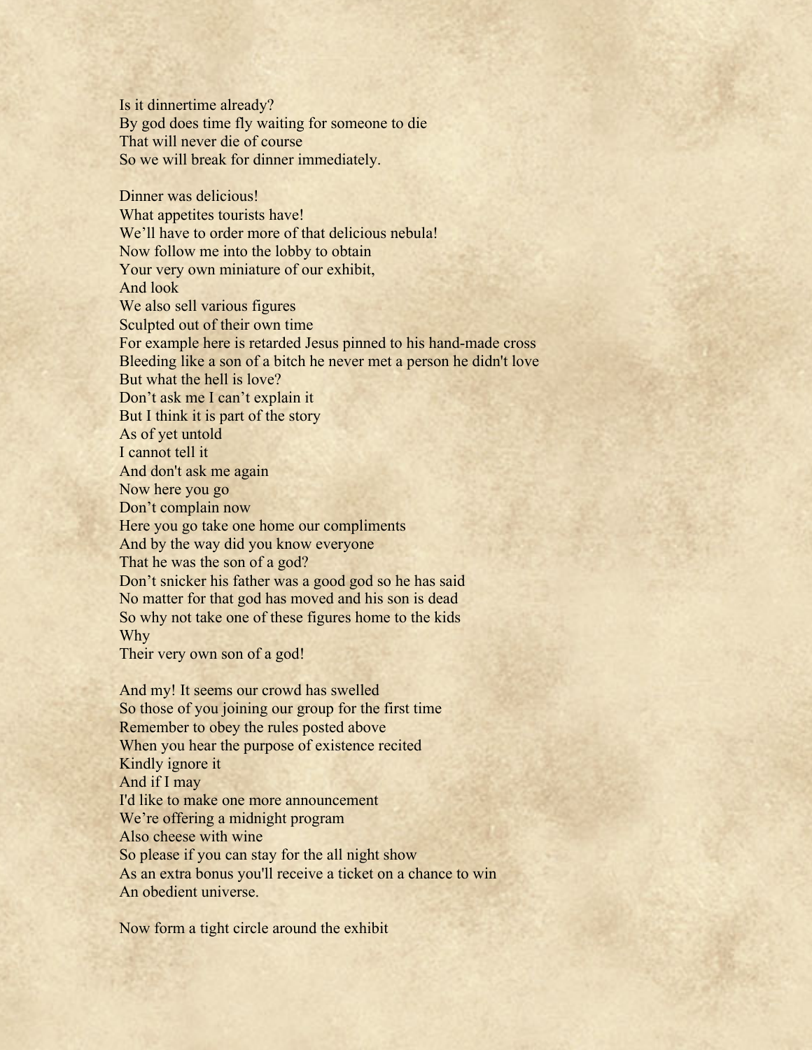Is it dinnertime already?
By god does time fly waiting for someone to die
That will never die of course
So we will break for dinner immediately.

Dinner was delicious!
What appetites tourists have!
We'll have to order more of that delicious nebula!
Now follow me into the lobby to obtain
Your very own miniature of our exhibit,
And look
We also sell various figures
Sculpted out of their own time
For example here is retarded Jesus pinned to his hand-made cross
Bleeding like a son of a bitch he never met a person he didn't love
But what the hell is love?
Don't ask me I can't explain it
But I think it is part of the story
As of yet untold
I cannot tell it
And don't ask me again
Now here you go
Don't complain now
Here you go take one home our compliments
And by the way did you know everyone
That he was the son of a god?
Don't snicker his father was a good god so he has said
No matter for that god has moved and his son is dead
So why not take one of these figures home to the kids
Why
Their very own son of a god!

And my! It seems our crowd has swelled
So those of you joining our group for the first time
Remember to obey the rules posted above
When you hear the purpose of existence recited
Kindly ignore it
And if I may
I'd like to make one more announcement
We're offering a midnight program
Also cheese with wine
So please if you can stay for the all night show
As an extra bonus you'll receive a ticket on a chance to win
An obedient universe.

Now form a tight circle around the exhibit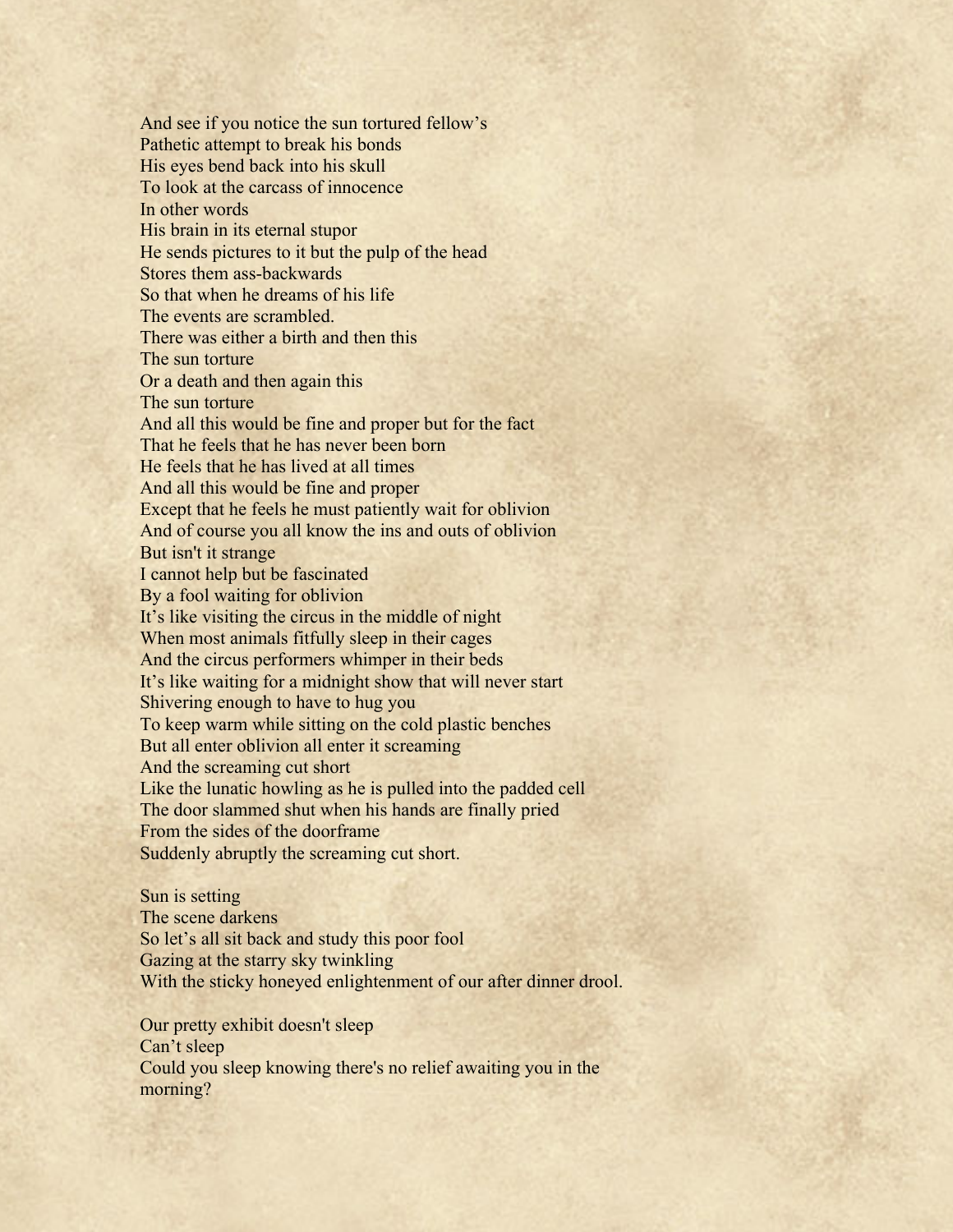And see if you notice the sun tortured fellow's
Pathetic attempt to break his bonds
His eyes bend back into his skull
To look at the carcass of innocence
In other words
His brain in its eternal stupor
He sends pictures to it but the pulp of the head
Stores them ass-backwards
So that when he dreams of his life
The events are scrambled.
There was either a birth and then this
The sun torture
Or a death and then again this
The sun torture
And all this would be fine and proper but for the fact
That he feels that he has never been born
He feels that he has lived at all times
And all this would be fine and proper
Except that he feels he must patiently wait for oblivion
And of course you all know the ins and outs of oblivion
But isn't it strange
I cannot help but be fascinated
By a fool waiting for oblivion
It's like visiting the circus in the middle of night
When most animals fitfully sleep in their cages
And the circus performers whimper in their beds
It's like waiting for a midnight show that will never start
Shivering enough to have to hug you
To keep warm while sitting on the cold plastic benches
But all enter oblivion all enter it screaming
And the screaming cut short
Like the lunatic howling as he is pulled into the padded cell
The door slammed shut when his hands are finally pried
From the sides of the doorframe
Suddenly abruptly the screaming cut short.

Sun is setting
The scene darkens
So let's all sit back and study this poor fool
Gazing at the starry sky twinkling
With the sticky honeyed enlightenment of our after dinner drool.

Our pretty exhibit doesn't sleep
Can't sleep
Could you sleep knowing there's no relief awaiting you in the morning?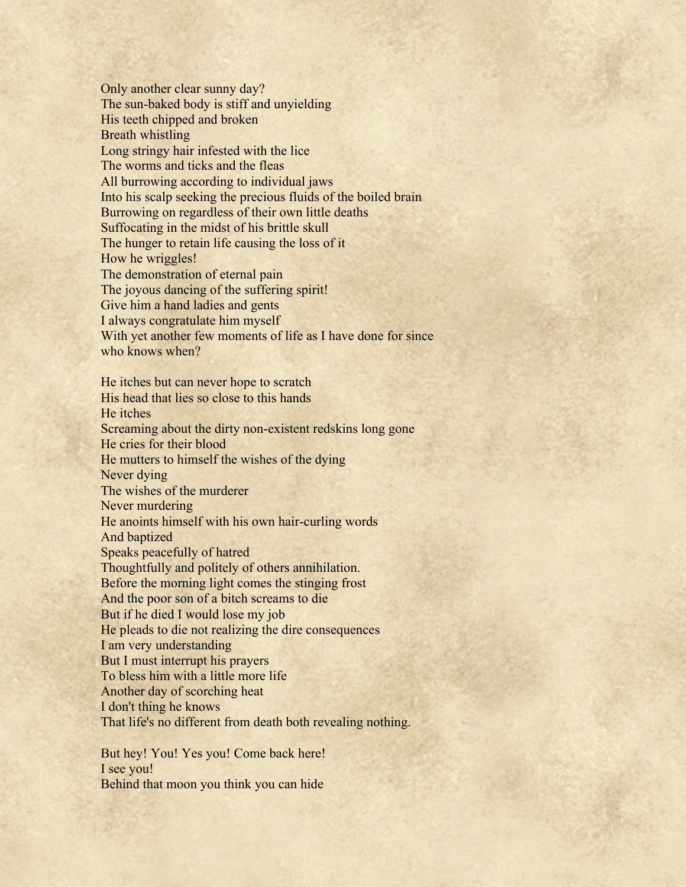Only another clear sunny day?
The sun-baked body is stiff and unyielding
His teeth chipped and broken
Breath whistling
Long stringy hair infested with the lice
The worms and ticks and the fleas
All burrowing according to individual jaws
Into his scalp seeking the precious fluids of the boiled brain
Burrowing on regardless of their own little deaths
Suffocating in the midst of his brittle skull
The hunger to retain life causing the loss of it
How he wriggles!
The demonstration of eternal pain
The joyous dancing of the suffering spirit!
Give him a hand ladies and gents
I always congratulate him myself
With yet another few moments of life as I have done for since who knows when?

He itches but can never hope to scratch
His head that lies so close to this hands
He itches
Screaming about the dirty non-existent redskins long gone
He cries for their blood
He mutters to himself the wishes of the dying
Never dying
The wishes of the murderer
Never murdering
He anoints himself with his own hair-curling words
And baptized
Speaks peacefully of hatred
Thoughtfully and politely of others annihilation.
Before the morning light comes the stinging frost
And the poor son of a bitch screams to die
But if he died I would lose my job
He pleads to die not realizing the dire consequences
I am very understanding
But I must interrupt his prayers
To bless him with a little more life
Another day of scorching heat
I don't thing he knows
That life's no different from death both revealing nothing.

But hey! You! Yes you! Come back here!
I see you!
Behind that moon you think you can hide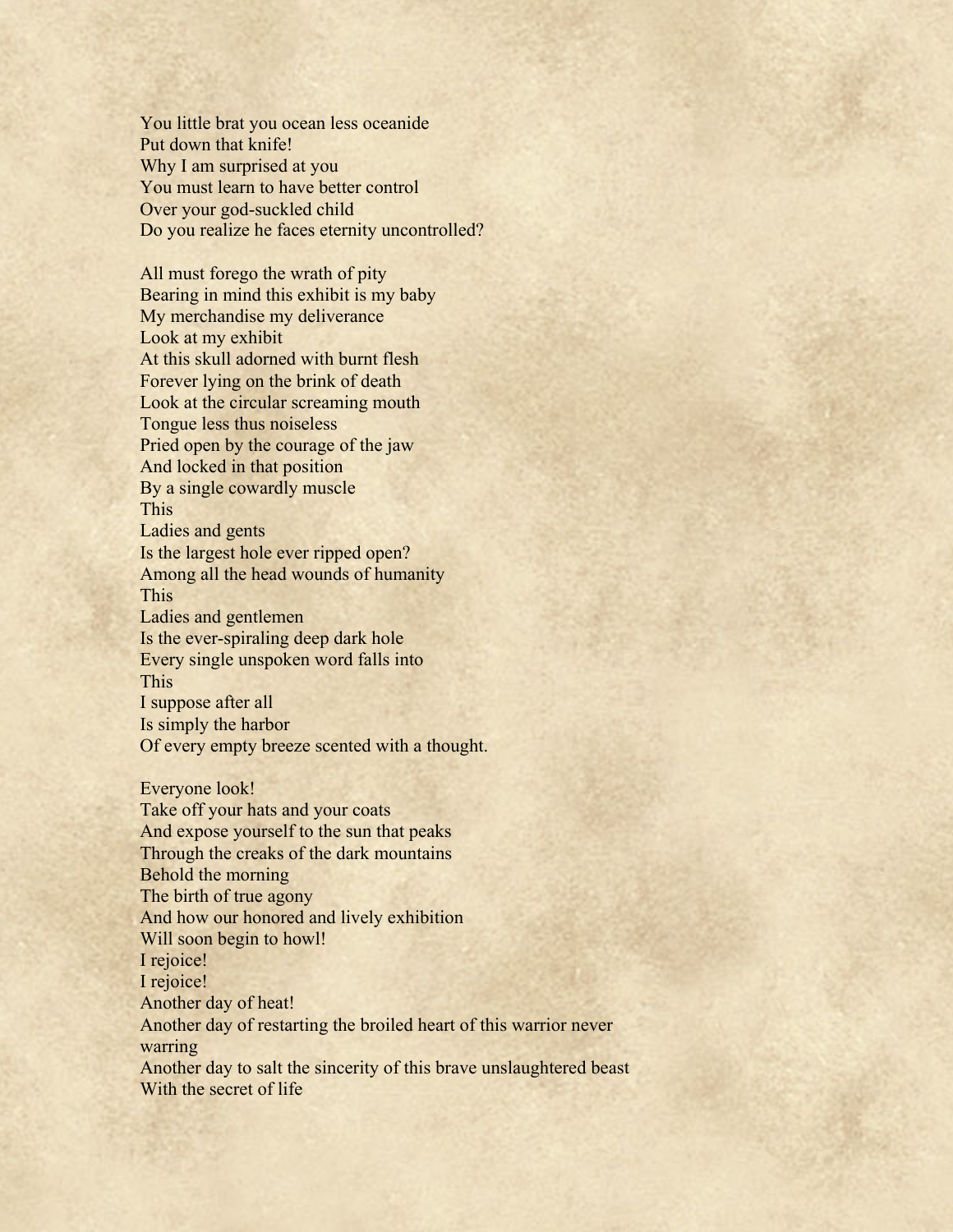You little brat you ocean less oceanide  
Put down that knife!  
Why I am surprised at you  
You must learn to have better control  
Over your god-suckled child  
Do you realize he faces eternity uncontrolled?

All must forego the wrath of pity  
Bearing in mind this exhibit is my baby  
My merchandise my deliverance  
Look at my exhibit  
At this skull adorned with burnt flesh  
Forever lying on the brink of death  
Look at the circular screaming mouth  
Tongue less thus noiseless  
Pried open by the courage of the jaw  
And locked in that position  
By a single cowardly muscle  
This  
Ladies and gents  
Is the largest hole ever ripped open?  
Among all the head wounds of humanity  
This  
Ladies and gentlemen  
Is the ever-spiraling deep dark hole  
Every single unspoken word falls into  
This  
I suppose after all  
Is simply the harbor  
Of every empty breeze scented with a thought.

Everyone look!  
Take off your hats and your coats  
And expose yourself to the sun that peaks  
Through the creaks of the dark mountains  
Behold the morning  
The birth of true agony  
And how our honored and lively exhibition  
Will soon begin to howl!  
I rejoice!  
I rejoice!  
Another day of heat!  
Another day of restarting the broiled heart of this warrior never warring  
Another day to salt the sincerity of this brave unslaughtered beast  
With the secret of life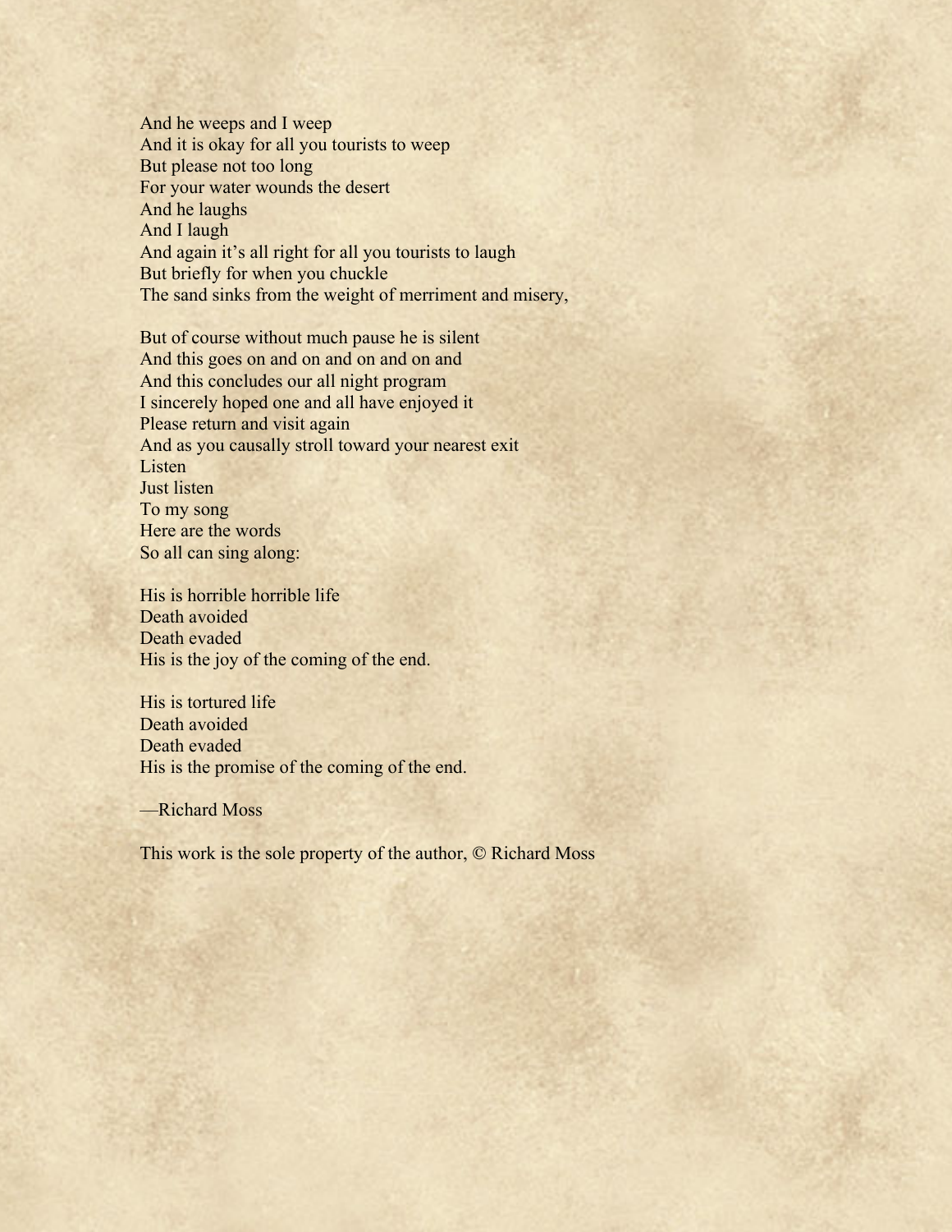And he weeps and I weep
And it is okay for all you tourists to weep
But please not too long
For your water wounds the desert
And he laughs
And I laugh
And again it's all right for all you tourists to laugh
But briefly for when you chuckle
The sand sinks from the weight of merriment and misery,

But of course without much pause he is silent
And this goes on and on and on and on and
And this concludes our all night program
I sincerely hoped one and all have enjoyed it
Please return and visit again
And as you causally stroll toward your nearest exit
Listen
Just listen
To my song
Here are the words
So all can sing along:

His is horrible horrible life
Death avoided
Death evaded
His is the joy of the coming of the end.

His is tortured life
Death avoided
Death evaded
His is the promise of the coming of the end.

—Richard Moss

This work is the sole property of the author, © Richard Moss